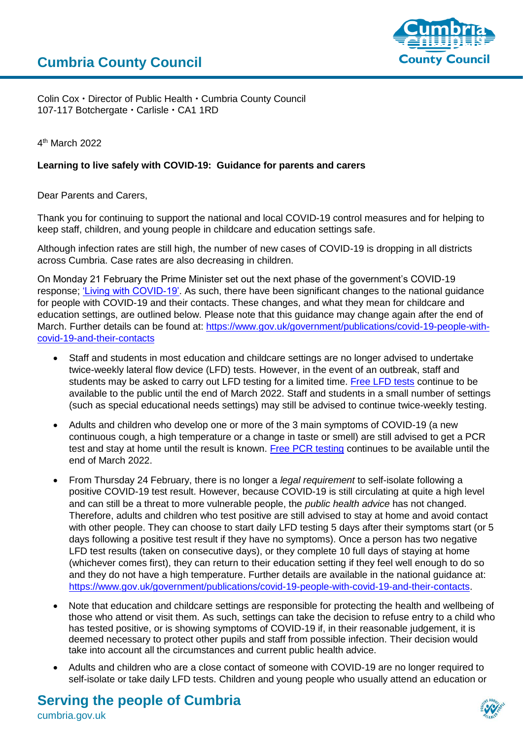# Cumbria County Council

Colin Cox • Director of Public Health • Cumbria County Council
107-117 Botchergate • Carlisle • CA1 1RD

4th March 2022

**Learning to live safely with COVID-19: Guidance for parents and carers**

Dear Parents and Carers,

Thank you for continuing to support the national and local COVID-19 control measures and for helping to keep staff, children, and young people in childcare and education settings safe.

Although infection rates are still high, the number of new cases of COVID-19 is dropping in all districts across Cumbria. Case rates are also decreasing in children.

On Monday 21 February the Prime Minister set out the next phase of the government's COVID-19 response; ['Living with COVID-19'](). As such, there have been significant changes to the national guidance for people with COVID-19 and their contacts. These changes, and what they mean for childcare and education settings, are outlined below. Please note that this guidance may change again after the end of March. Further details can be found at: https://www.gov.uk/government/publications/covid-19-people-with-covid-19-and-their-contacts

- Staff and students in most education and childcare settings are no longer advised to undertake twice-weekly lateral flow device (LFD) tests. However, in the event of an outbreak, staff and students may be asked to carry out LFD testing for a limited time. [Free LFD tests]() continue to be available to the public until the end of March 2022. Staff and students in a small number of settings (such as special educational needs settings) may still be advised to continue twice-weekly testing.
- Adults and children who develop one or more of the 3 main symptoms of COVID-19 (a new continuous cough, a high temperature or a change in taste or smell) are still advised to get a PCR test and stay at home until the result is known. [Free PCR testing]() continues to be available until the end of March 2022.
- From Thursday 24 February, there is no longer a *legal requirement* to self-isolate following a positive COVID-19 test result. However, because COVID-19 is still circulating at quite a high level and can still be a threat to more vulnerable people, the *public health advice* has not changed. Therefore, adults and children who test positive are still advised to stay at home and avoid contact with other people. They can choose to start daily LFD testing 5 days after their symptoms start (or 5 days following a positive test result if they have no symptoms). Once a person has two negative LFD test results (taken on consecutive days), or they complete 10 full days of staying at home (whichever comes first), they can return to their education setting if they feel well enough to do so and they do not have a high temperature. Further details are available in the national guidance at: https://www.gov.uk/government/publications/covid-19-people-with-covid-19-and-their-contacts.
- Note that education and childcare settings are responsible for protecting the health and wellbeing of those who attend or visit them. As such, settings can take the decision to refuse entry to a child who has tested positive, or is showing symptoms of COVID-19 if, in their reasonable judgement, it is deemed necessary to protect other pupils and staff from possible infection. Their decision would take into account all the circumstances and current public health advice.
- Adults and children who are a close contact of someone with COVID-19 are no longer required to self-isolate or take daily LFD tests. Children and young people who usually attend an education or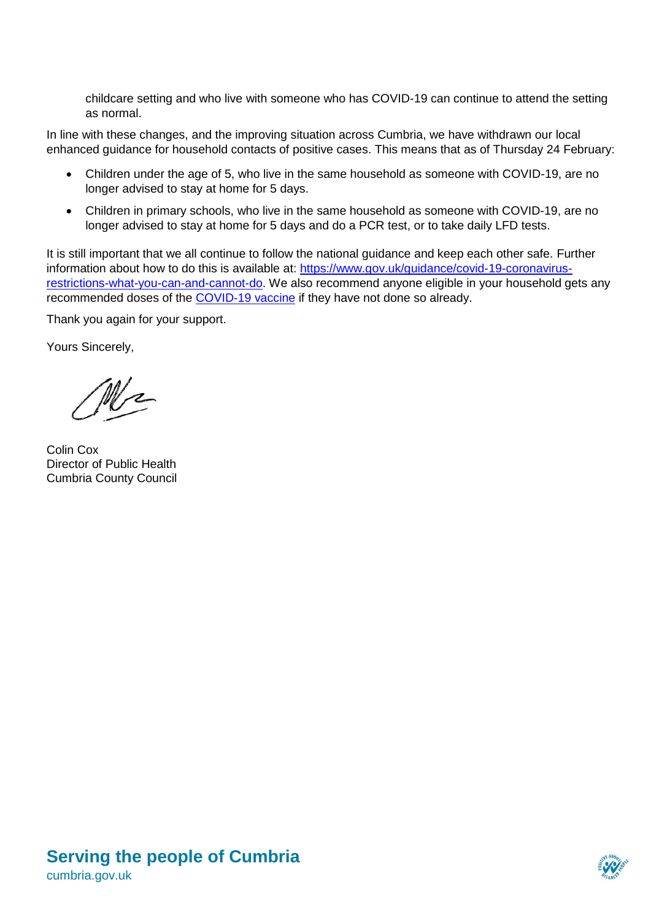childcare setting and who live with someone who has COVID-19 can continue to attend the setting as normal.

In line with these changes, and the improving situation across Cumbria, we have withdrawn our local enhanced guidance for household contacts of positive cases. This means that as of Thursday 24 February:

- Children under the age of 5, who live in the same household as someone with COVID-19, are no longer advised to stay at home for 5 days.
- Children in primary schools, who live in the same household as someone with COVID-19, are no longer advised to stay at home for 5 days and do a PCR test, or to take daily LFD tests.

It is still important that we all continue to follow the national guidance and keep each other safe. Further information about how to do this is available at: [https://www.gov.uk/guidance/covid-19-coronavirus-restrictions-what-you-can-and-cannot-do](https://www.gov.uk/guidance/covid-19-coronavirus-restrictions-what-you-can-and-cannot-do). We also recommend anyone eligible in your household gets any recommended doses of the COVID-19 vaccine if they have not done so already.

Thank you again for your support.

Yours Sincerely,

Colin Cox
Director of Public Health
Cumbria County Council

**Serving the people of Cumbria**
cumbria.gov.uk